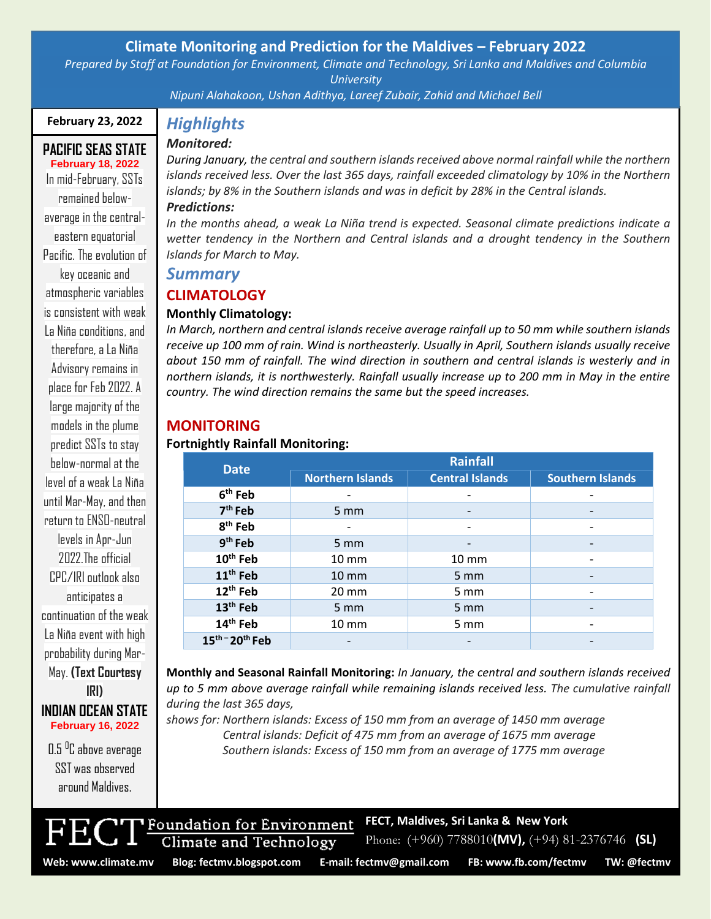# Climate Monitoring and Prediction for the Maldives – February 2022

*Prepared by Staff at Foundation for Environment, Climate and Technology, Sri Lanka and Maldives and Columbia University*

*Nipuni Alahakoon, Ushan Adithya, Lareef Zubair, Zahid and Michael Bell*

**February 23, 2022**

## Highlights

### Monitored:

*During January, the central and southern islands received above normal rainfall while the northern islands received less. Over the last 365 days, rainfall exceeded climatology by 10% in the Northern islands; by 8% in the Southern islands and was in deficit by 28% in the Central islands.*

### Predictions:

*In the months ahead, a weak La Niña trend is expected. Seasonal climate predictions indicate a wetter tendency in the Northern and Central islands and a drought tendency in the Southern Islands for March to May.*

## Summary

### CLIMATOLOGY

**Monthly Climatology:**

*In March, northern and central islands receive average rainfall up to 50 mm while southern islands receive up 100 mm of rain. Wind is northeasterly. Usually in April, Southern islands usually receive about 150 mm of rainfall. The wind direction in southern and central islands is westerly and in northern islands, it is northwesterly. Rainfall usually increase up to 200 mm in May in the entire country. The wind direction remains the same but the speed increases.*

### MONITORING

**Fortnightly Rainfall Monitoring:**

| Date | Rainfall | | |
|---|---|---|---|
| | Northern Islands | Central Islands | Southern Islands |
| 6th Feb | - | - | - |
| 7th Feb | 5 mm | - | - |
| 8th Feb | - | - | - |
| 9th Feb | 5 mm | - | - |
| 10th Feb | 10 mm | 10 mm | - |
| 11th Feb | 10 mm | 5 mm | - |
| 12th Feb | 20 mm | 5 mm | - |
| 13th Feb | 5 mm | 5 mm | - |
| 14th Feb | 10 mm | 5 mm | - |
| 15th – 20th Feb | - | - | - |

**Monthly and Seasonal Rainfall Monitoring:** *In January, the central and southern islands received up to 5 mm above average rainfall while remaining islands received less.* *The cumulative rainfall during the last 365 days,*

*shows for: Northern islands: Excess of 150 mm from an average of 1450 mm average*
*Central islands: Deficit of 475 mm from an average of 1675 mm average*
*Southern islands: Excess of 150 mm from an average of 1775 mm average*

## PACIFIC SEAS STATE

**February 18, 2022**

In mid-February, SSTs remained below-average in the central-eastern equatorial Pacific. The evolution of key oceanic and atmospheric variables is consistent with weak La Niña conditions, and therefore, a La Niña Advisory remains in place for Feb 2022. A large majority of the models in the plume predict SSTs to stay below-normal at the level of a weak La Niña until Mar-May, and then return to ENSO-neutral levels in Apr-Jun 2022.The official CPC/IRI outlook also anticipates a continuation of the weak La Niña event with high probability during Mar-May. **(Text Courtesy IRI)**

## INDIAN OCEAN STATE

**February 16, 2022**

0.5 $^{0}$C above average SST was observed around Maldives.

---

**FECT** Foundation for Environment Climate and Technology

**FECT, Maldives, Sri Lanka & New York**

Phone: (+960) 7788010**(MV),** (+94) 81-2376746 **(SL)**

**Web: www.climate.mv** **Blog: fectmv.blogspot.com** **E-mail: fectmv@gmail.com** **FB: www.fb.com/fectmv** **TW: @fectmv**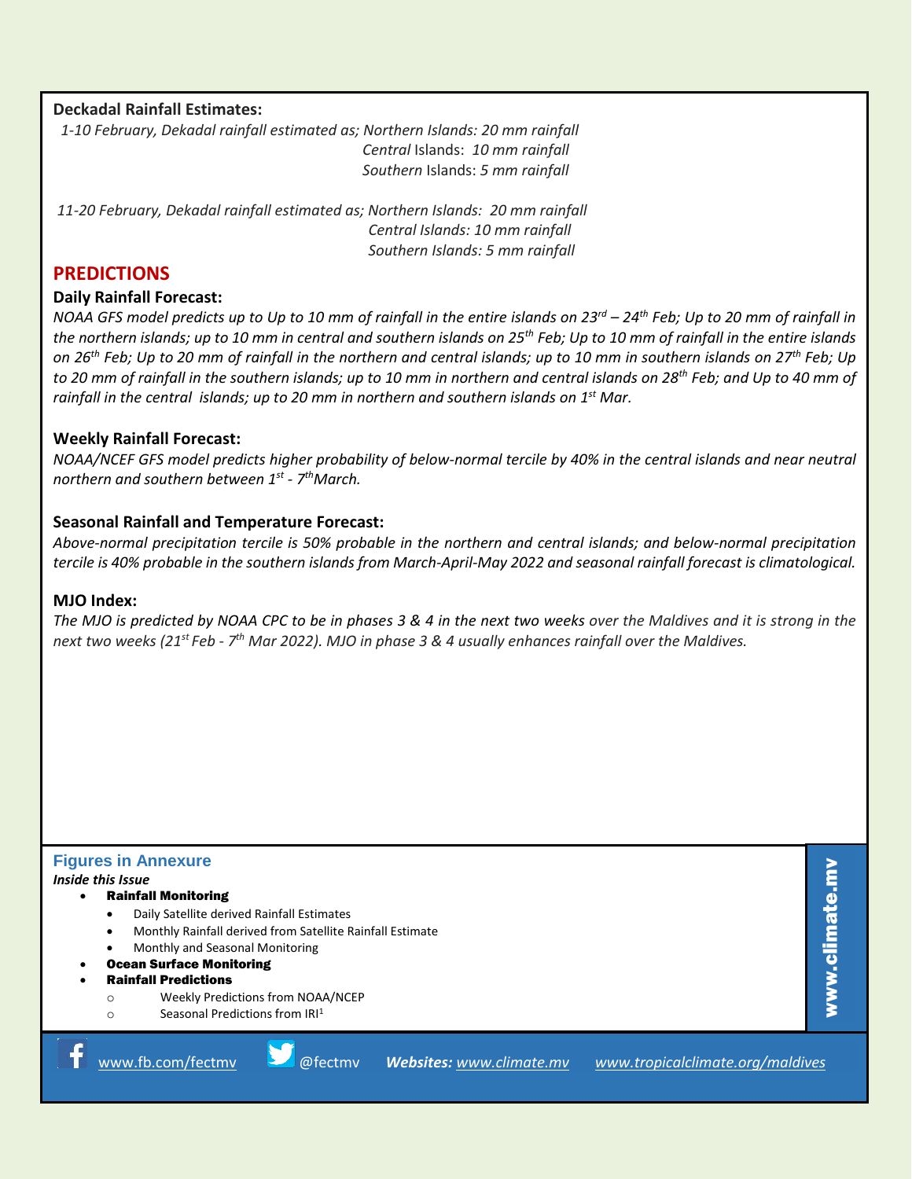**Deckadal Rainfall Estimates:**

*1-10 February, Dekadal rainfall estimated as; Northern Islands: 20 mm rainfall*
*Central* Islands: *10 mm rainfall*
*Southern* Islands: *5 mm rainfall*

*11-20 February, Dekadal rainfall estimated as; Northern Islands: 20 mm rainfall*
*Central Islands: 10 mm rainfall*
*Southern Islands: 5 mm rainfall*

## PREDICTIONS

### Daily Rainfall Forecast:

*NOAA GFS model predicts up to Up to 10 mm of rainfall in the entire islands on 23rd – 24th Feb; Up to 20 mm of rainfall in the northern islands; up to 10 mm in central and southern islands on 25th Feb; Up to 10 mm of rainfall in the entire islands on 26th Feb; Up to 20 mm of rainfall in the northern and central islands; up to 10 mm in southern islands on 27th Feb; Up to 20 mm of rainfall in the southern islands; up to 10 mm in northern and central islands on 28th Feb; and Up to 40 mm of rainfall in the central islands; up to 20 mm in northern and southern islands on 1st Mar.*

### Weekly Rainfall Forecast:

*NOAA/NCEF GFS model predicts higher probability of below-normal tercile by 40% in the central islands and near neutral northern and southern between 1st - 7thMarch.*

### Seasonal Rainfall and Temperature Forecast:

*Above-normal precipitation tercile is 50% probable in the northern and central islands; and below-normal precipitation tercile is 40% probable in the southern islands from March-April-May 2022 and seasonal rainfall forecast is climatological.*

### MJO Index:

*The MJO is predicted by NOAA CPC to be in phases 3 & 4 in the next two weeks over the Maldives and it is strong in the next two weeks (21st Feb - 7th Mar 2022). MJO in phase 3 & 4 usually enhances rainfall over the Maldives.*

### Figures in Annexure

*Inside this Issue*

- **Rainfall Monitoring**
  - Daily Satellite derived Rainfall Estimates
  - Monthly Rainfall derived from Satellite Rainfall Estimate
  - Monthly and Seasonal Monitoring
- **Ocean Surface Monitoring**
- **Rainfall Predictions**
  - Weekly Predictions from NOAA/NCEP
  - Seasonal Predictions from IRI[1]

www.climate.mv

www.fb.com/fectmv @fectmv ***Websites:*** *www.climate.mv* *www.tropicalclimate.org/maldives*